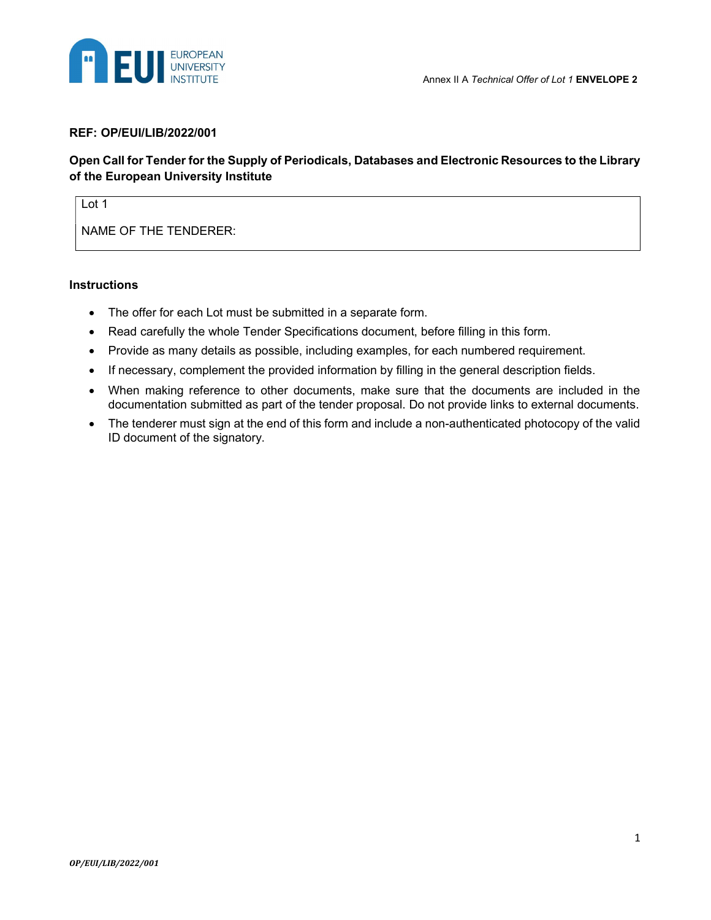Annex II A *Technical Offer of Lot 1* **ENVELOPE 2**

**REF: OP/EUI/LIB/2022/001**

**Open Call for Tender for the Supply of Periodicals, Databases and Electronic Resources to the Library of the European University Institute**

| Lot 1 |
| --- |
| NAME OF THE TENDERER: |

**Instructions**

- The offer for each Lot must be submitted in a separate form.
- Read carefully the whole Tender Specifications document, before filling in this form.
- Provide as many details as possible, including examples, for each numbered requirement.
- If necessary, complement the provided information by filling in the general description fields.
- When making reference to other documents, make sure that the documents are included in the documentation submitted as part of the tender proposal. Do not provide links to external documents.
- The tenderer must sign at the end of this form and include a non-authenticated photocopy of the valid ID document of the signatory.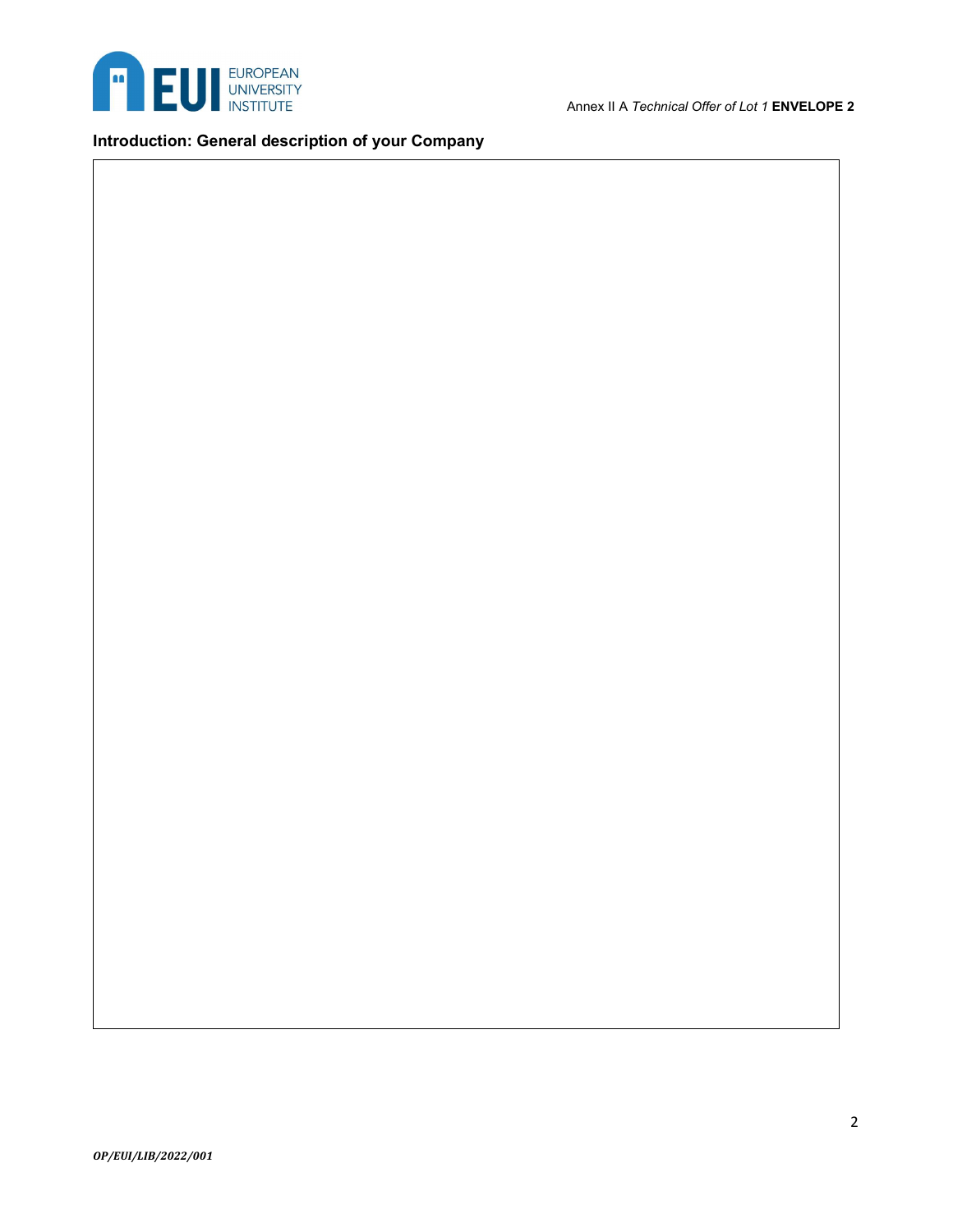## Introduction: General description of your Company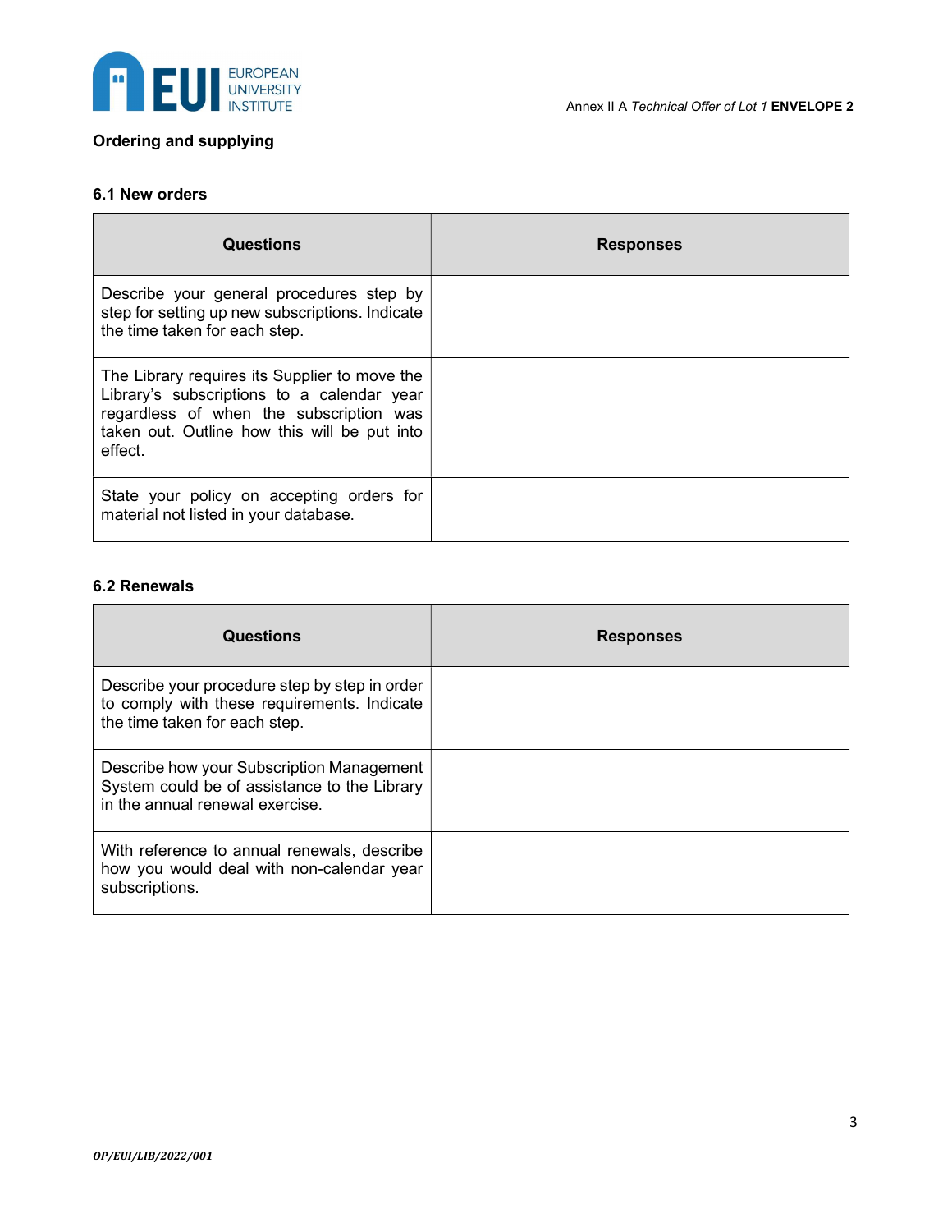## Ordering and supplying

### 6.1 New orders

| Questions | Responses |
| --- | --- |
| Describe your general procedures step by step for setting up new subscriptions. Indicate the time taken for each step. | |
| The Library requires its Supplier to move the Library's subscriptions to a calendar year regardless of when the subscription was taken out. Outline how this will be put into effect. | |
| State your policy on accepting orders for material not listed in your database. | |

### 6.2 Renewals

| Questions | Responses |
| --- | --- |
| Describe your procedure step by step in order to comply with these requirements. Indicate the time taken for each step. | |
| Describe how your Subscription Management System could be of assistance to the Library in the annual renewal exercise. | |
| With reference to annual renewals, describe how you would deal with non-calendar year subscriptions. | |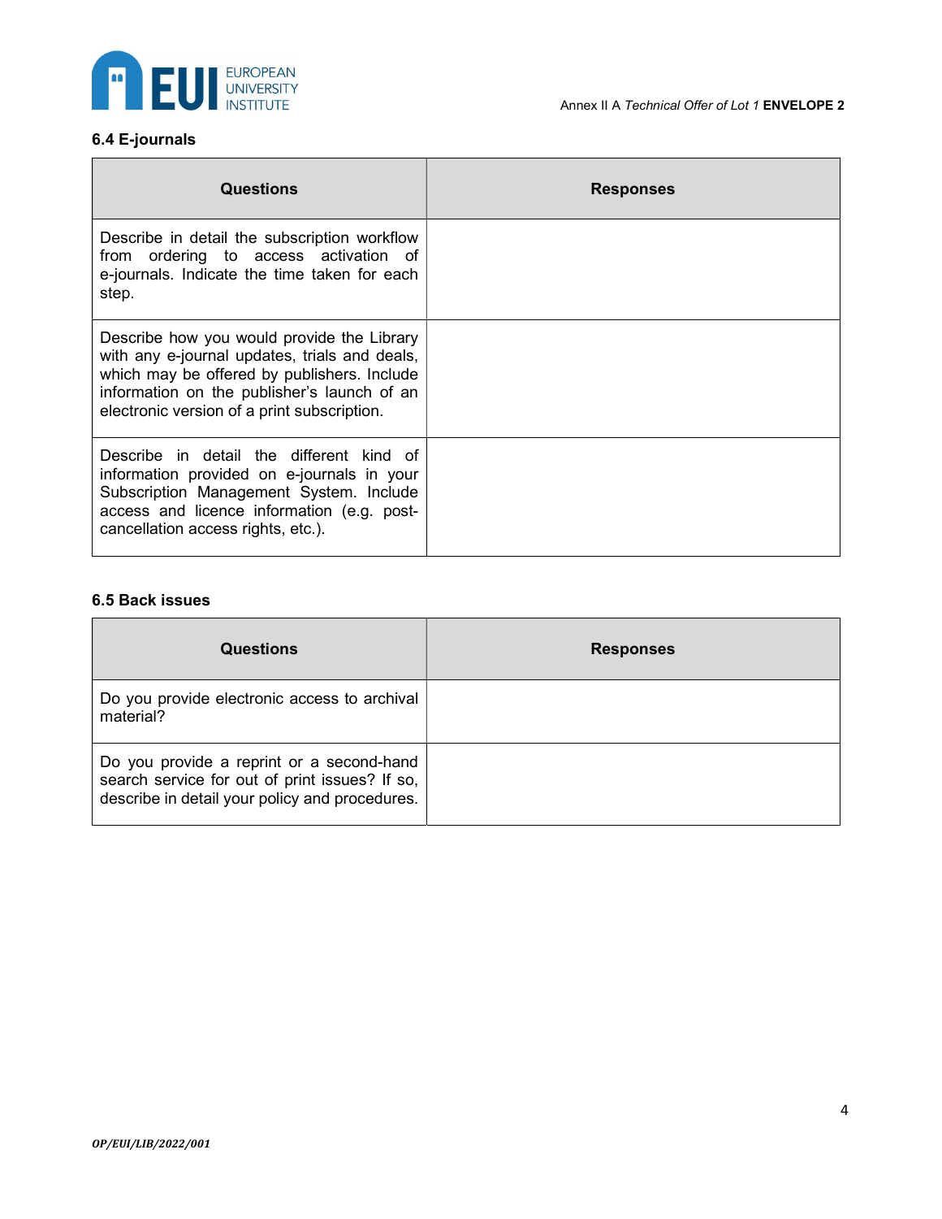### 6.4 E-journals

| Questions | Responses |
|---|---|
| Describe in detail the subscription workflow from ordering to access activation of e-journals. Indicate the time taken for each step. | |
| Describe how you would provide the Library with any e-journal updates, trials and deals, which may be offered by publishers. Include information on the publisher's launch of an electronic version of a print subscription. | |
| Describe in detail the different kind of information provided on e-journals in your Subscription Management System. Include access and licence information (e.g. post-cancellation access rights, etc.). | |

### 6.5 Back issues

| Questions | Responses |
|---|---|
| Do you provide electronic access to archival material? | |
| Do you provide a reprint or a second-hand search service for out of print issues? If so, describe in detail your policy and procedures. | |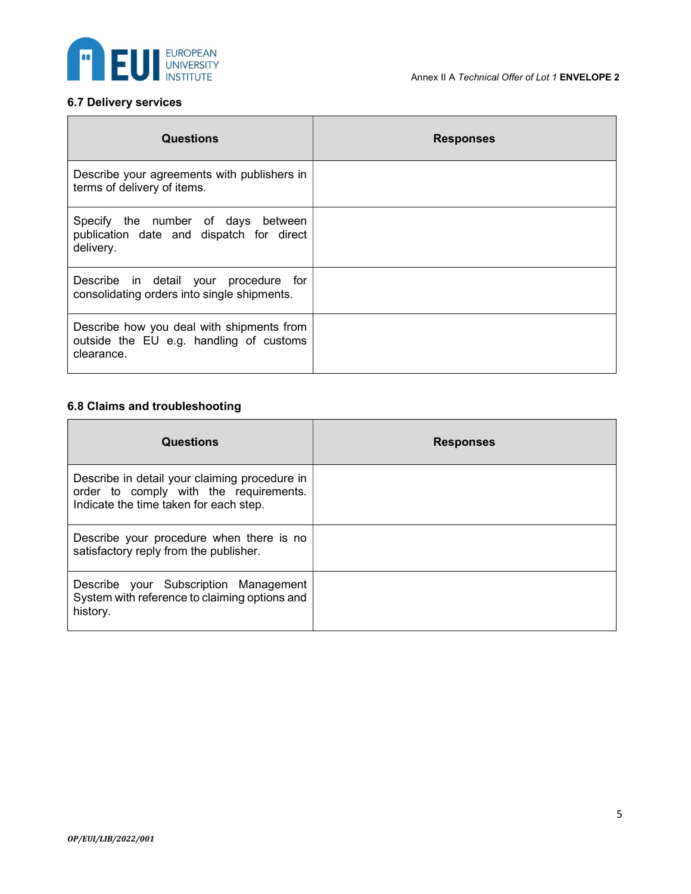### 6.7 Delivery services

| Questions | Responses |
|---|---|
| Describe your agreements with publishers in terms of delivery of items. | |
| Specify the number of days between publication date and dispatch for direct delivery. | |
| Describe in detail your procedure for consolidating orders into single shipments. | |
| Describe how you deal with shipments from outside the EU e.g. handling of customs clearance. | |

### 6.8 Claims and troubleshooting

| Questions | Responses |
|---|---|
| Describe in detail your claiming procedure in order to comply with the requirements. Indicate the time taken for each step. | |
| Describe your procedure when there is no satisfactory reply from the publisher. | |
| Describe your Subscription Management System with reference to claiming options and history. | |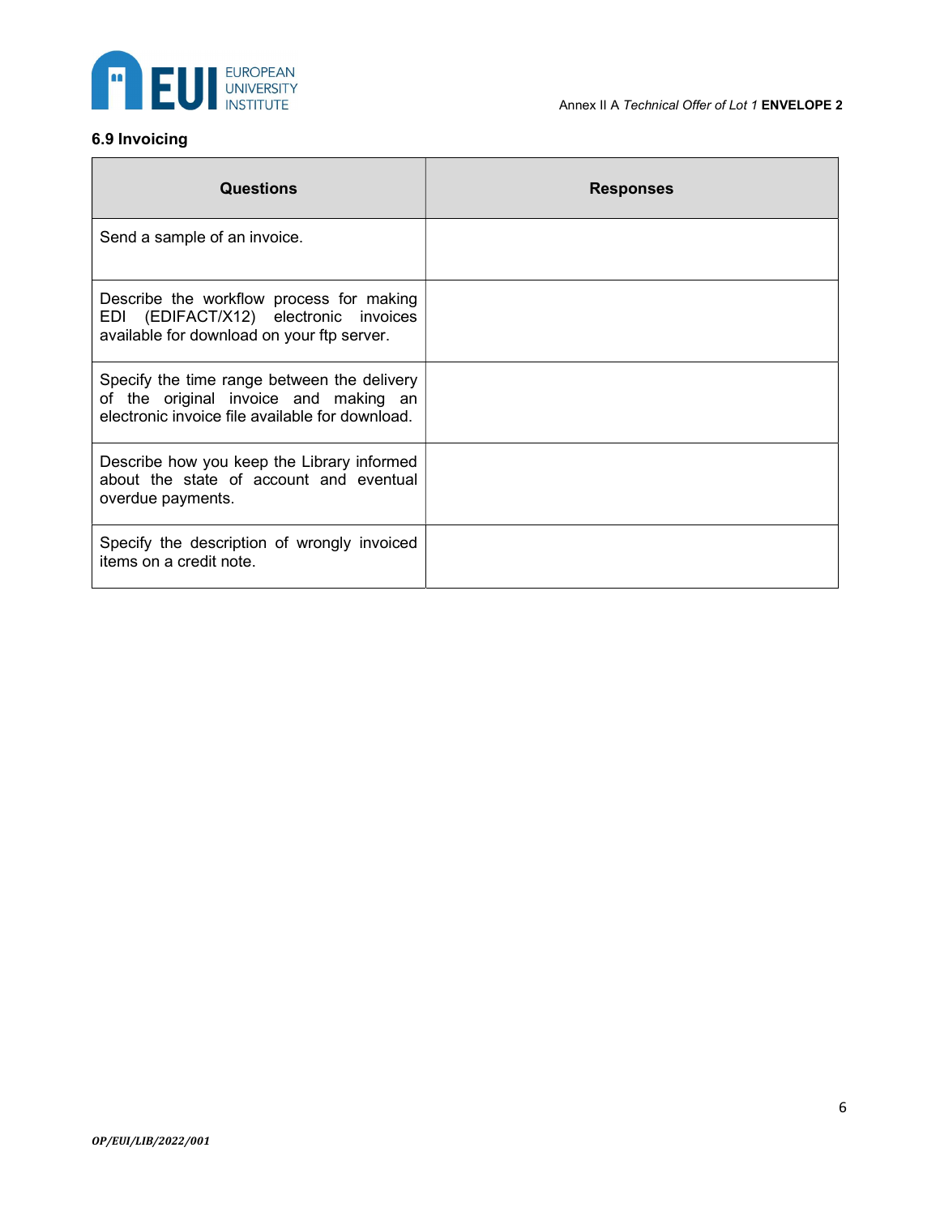### 6.9 Invoicing

| Questions | Responses |
|---|---|
| Send a sample of an invoice. | |
| Describe the workflow process for making EDI (EDIFACT/X12) electronic invoices available for download on your ftp server. | |
| Specify the time range between the delivery of the original invoice and making an electronic invoice file available for download. | |
| Describe how you keep the Library informed about the state of account and eventual overdue payments. | |
| Specify the description of wrongly invoiced items on a credit note. | |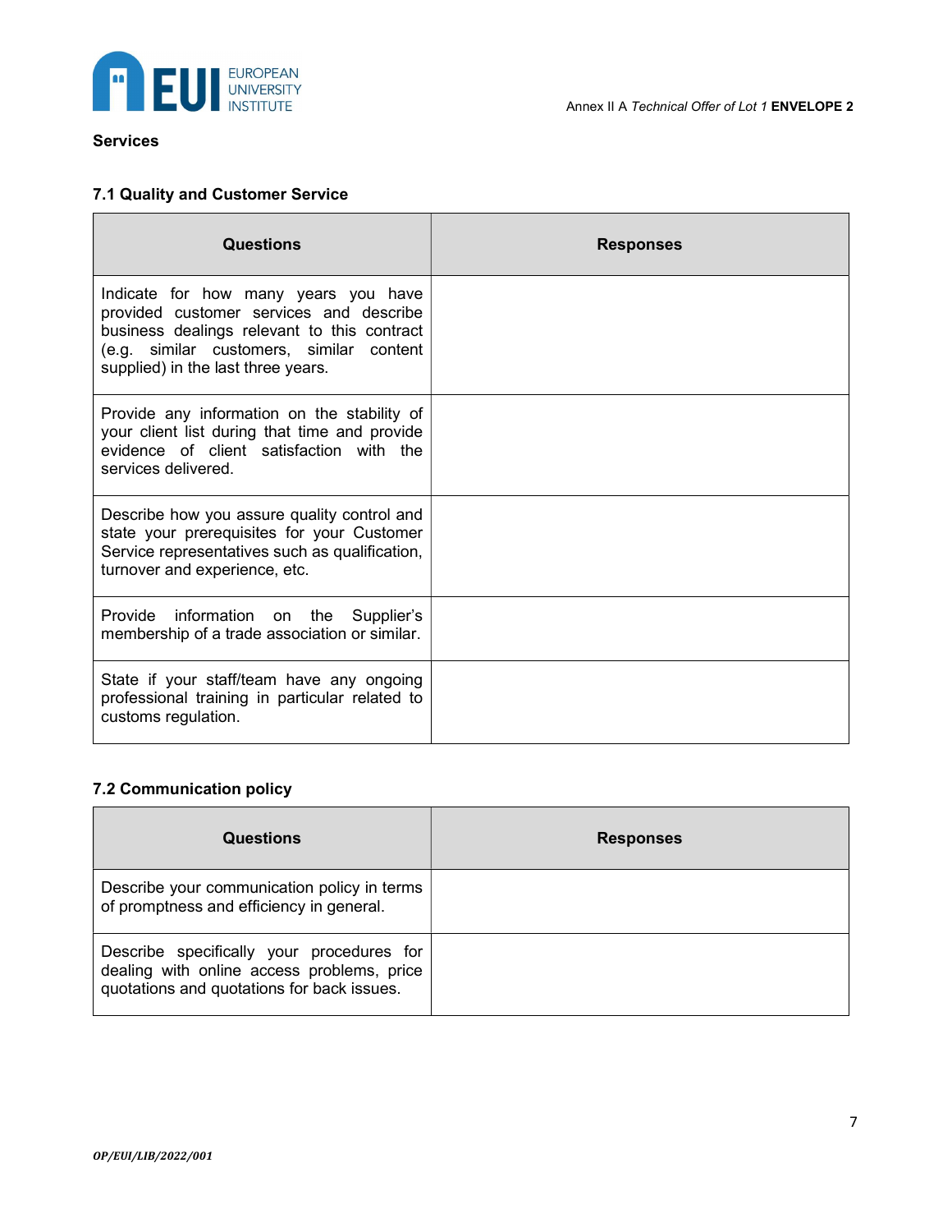**Services**

### 7.1 Quality and Customer Service

| Questions | Responses |
|---|---|
| Indicate for how many years you have provided customer services and describe business dealings relevant to this contract (e.g. similar customers, similar content supplied) in the last three years. | |
| Provide any information on the stability of your client list during that time and provide evidence of client satisfaction with the services delivered. | |
| Describe how you assure quality control and state your prerequisites for your Customer Service representatives such as qualification, turnover and experience, etc. | |
| Provide information on the Supplier's membership of a trade association or similar. | |
| State if your staff/team have any ongoing professional training in particular related to customs regulation. | |

### 7.2 Communication policy

| Questions | Responses |
|---|---|
| Describe your communication policy in terms of promptness and efficiency in general. | |
| Describe specifically your procedures for dealing with online access problems, price quotations and quotations for back issues. | |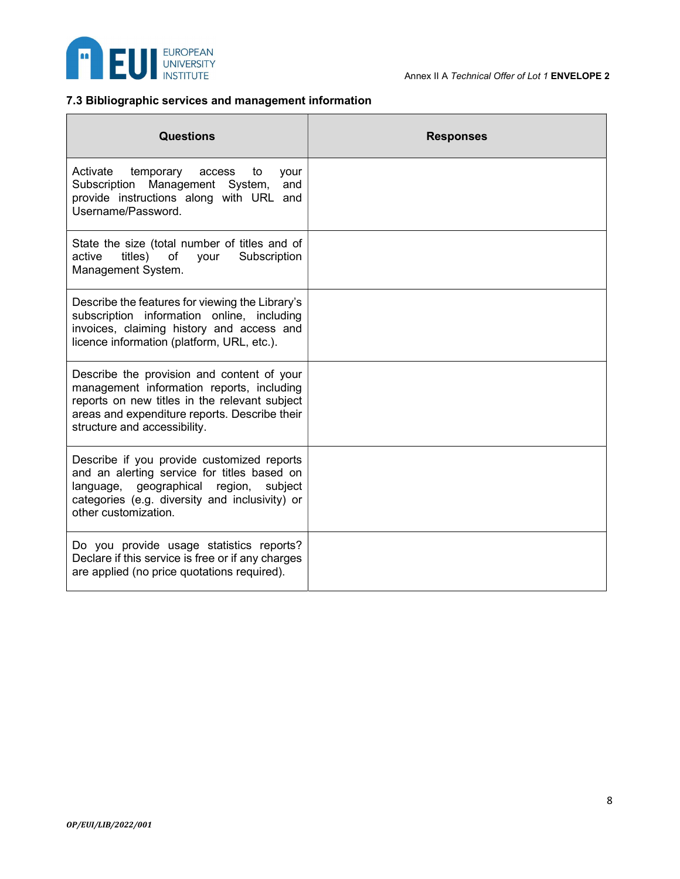### 7.3 Bibliographic services and management information

| Questions | Responses |
|---|---|
| Activate temporary access to your Subscription Management System, and provide instructions along with URL and Username/Password. | |
| State the size (total number of titles and of active titles) of your Subscription Management System. | |
| Describe the features for viewing the Library's subscription information online, including invoices, claiming history and access and licence information (platform, URL, etc.). | |
| Describe the provision and content of your management information reports, including reports on new titles in the relevant subject areas and expenditure reports. Describe their structure and accessibility. | |
| Describe if you provide customized reports and an alerting service for titles based on language, geographical region, subject categories (e.g. diversity and inclusivity) or other customization. | |
| Do you provide usage statistics reports? Declare if this service is free or if any charges are applied (no price quotations required). | |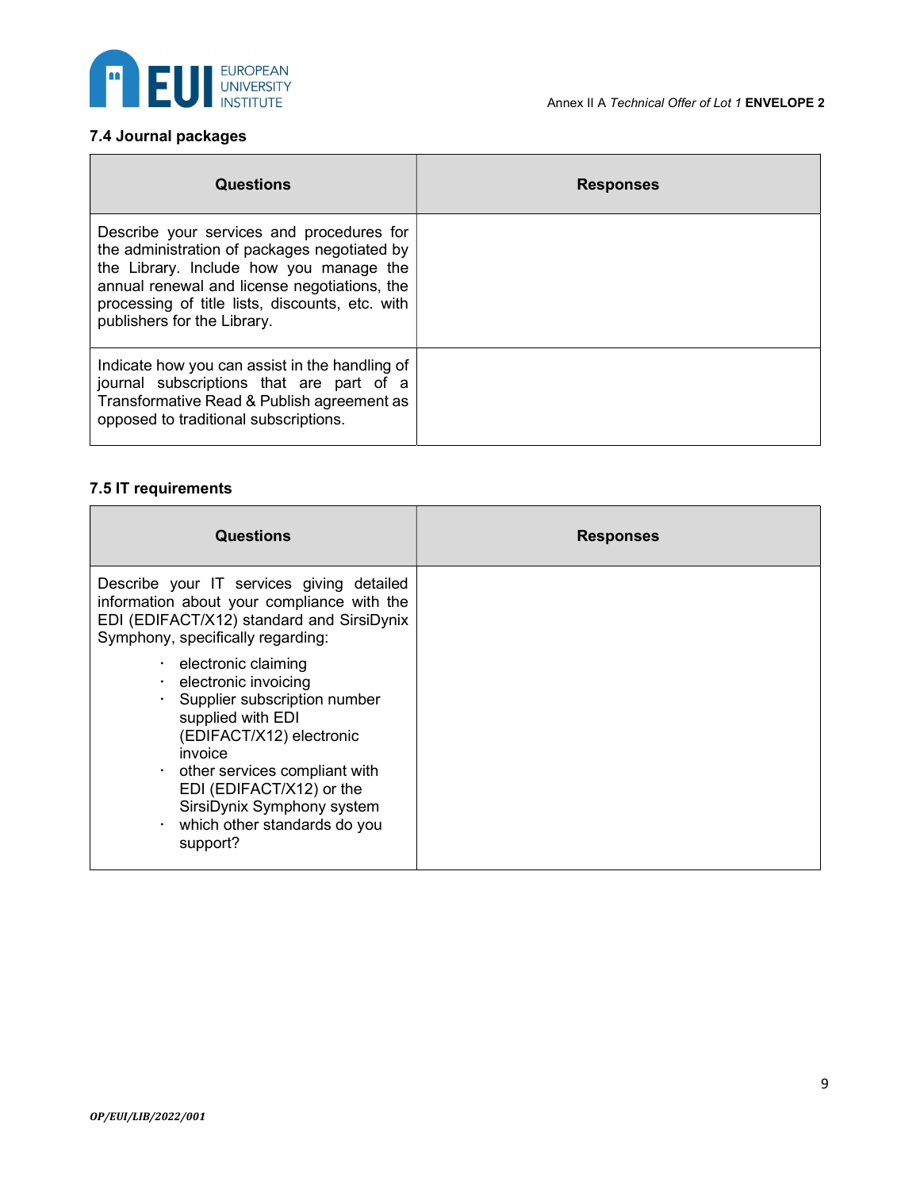### 7.4 Journal packages

| Questions | Responses |
| --- | --- |
| Describe your services and procedures for the administration of packages negotiated by the Library. Include how you manage the annual renewal and license negotiations, the processing of title lists, discounts, etc. with publishers for the Library. | |
| Indicate how you can assist in the handling of journal subscriptions that are part of a Transformative Read & Publish agreement as opposed to traditional subscriptions. | |

### 7.5 IT requirements

| Questions | Responses |
| --- | --- |
| Describe your IT services giving detailed information about your compliance with the EDI (EDIFACT/X12) standard and SirsiDynix Symphony, specifically regarding:<br>· electronic claiming<br>· electronic invoicing<br>· Supplier subscription number supplied with EDI (EDIFACT/X12) electronic invoice<br>· other services compliant with EDI (EDIFACT/X12) or the SirsiDynix Symphony system<br>· which other standards do you support? | |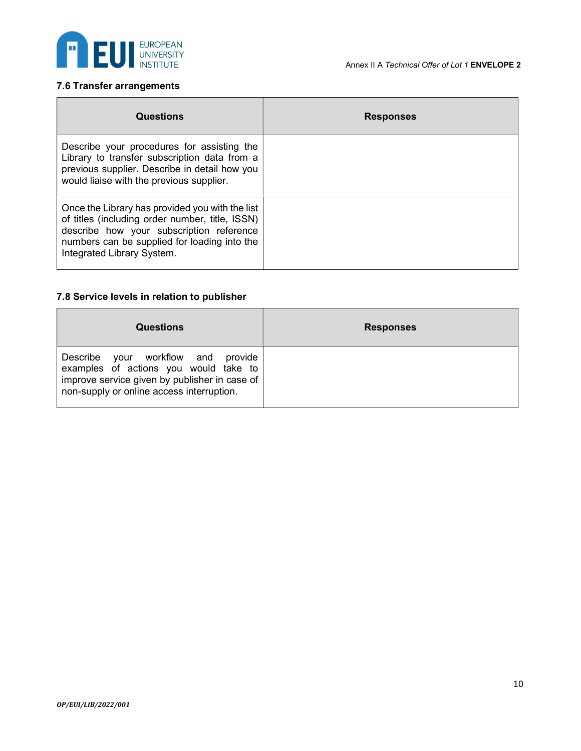### 7.6 Transfer arrangements

| Questions | Responses |
|---|---|
| Describe your procedures for assisting the Library to transfer subscription data from a previous supplier. Describe in detail how you would liaise with the previous supplier. | |
| Once the Library has provided you with the list of titles (including order number, title, ISSN) describe how your subscription reference numbers can be supplied for loading into the Integrated Library System. | |

### 7.8 Service levels in relation to publisher

| Questions | Responses |
|---|---|
| Describe your workflow and provide examples of actions you would take to improve service given by publisher in case of non-supply or online access interruption. | |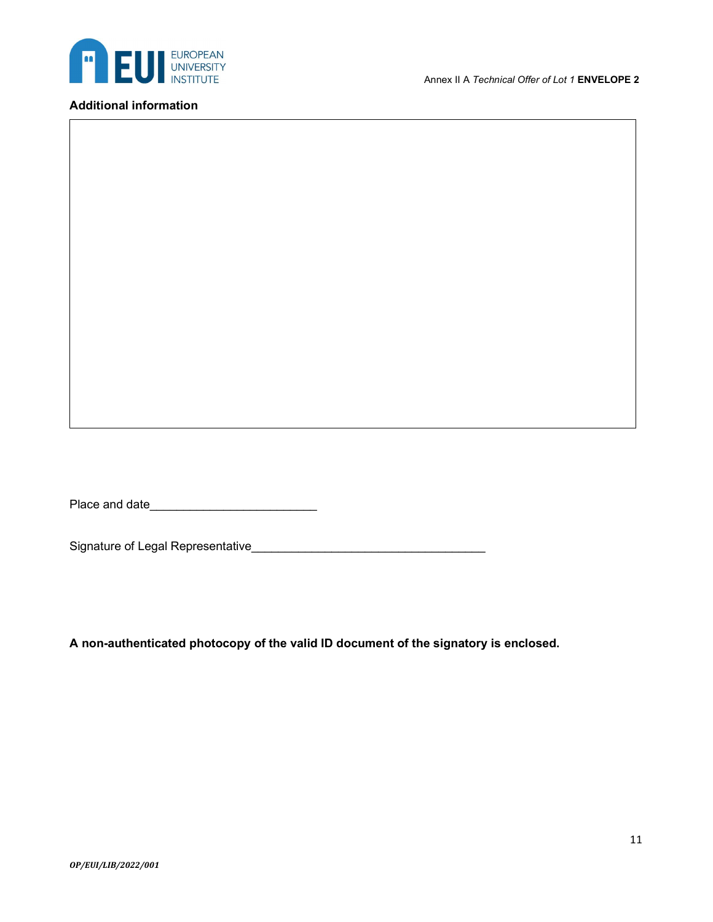**Additional information**

| |
|---|
| |

Place and date________________________

Signature of Legal Representative__________________________________

**A non-authenticated photocopy of the valid ID document of the signatory is enclosed.**